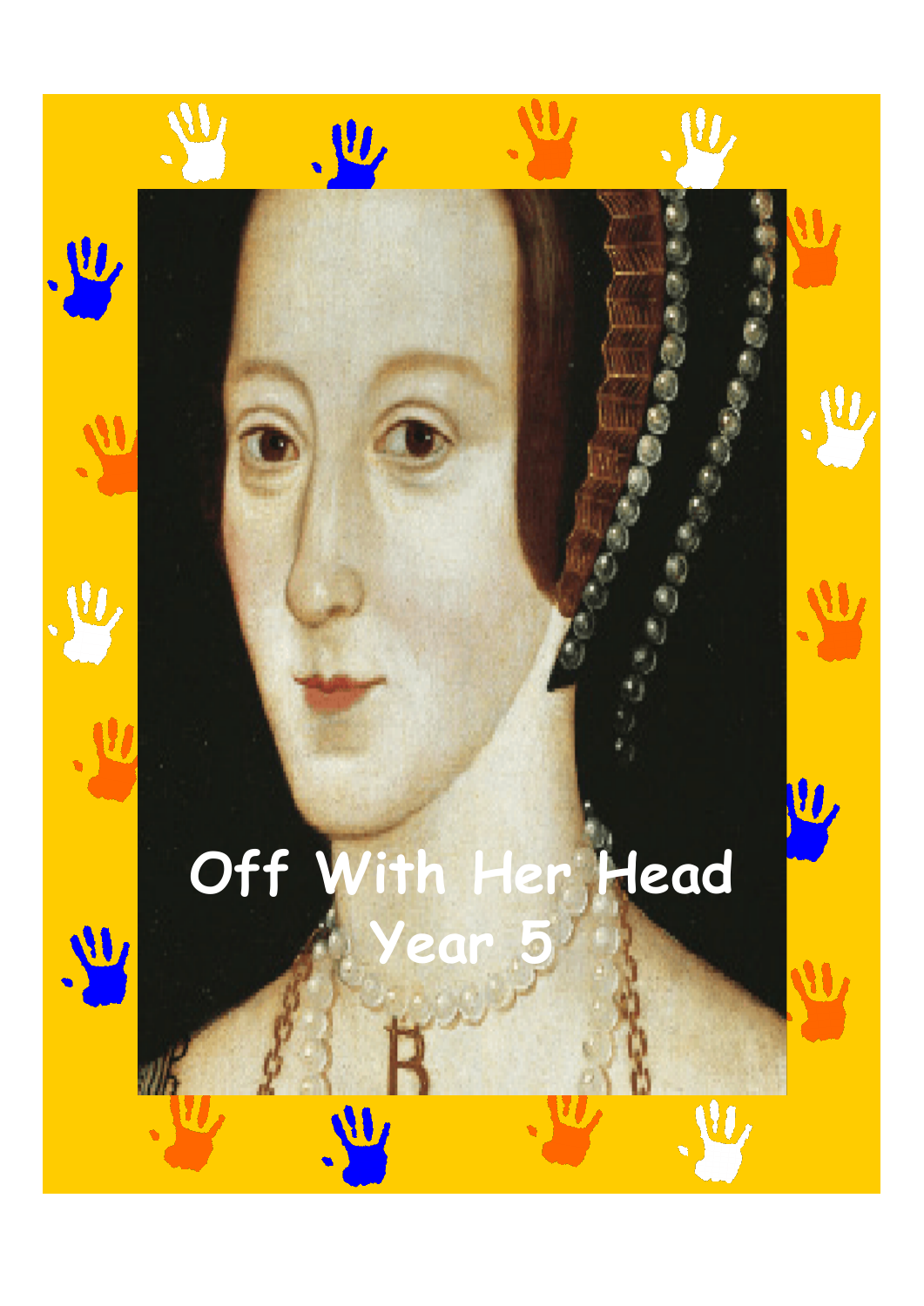# Off With Her Head

## Year 5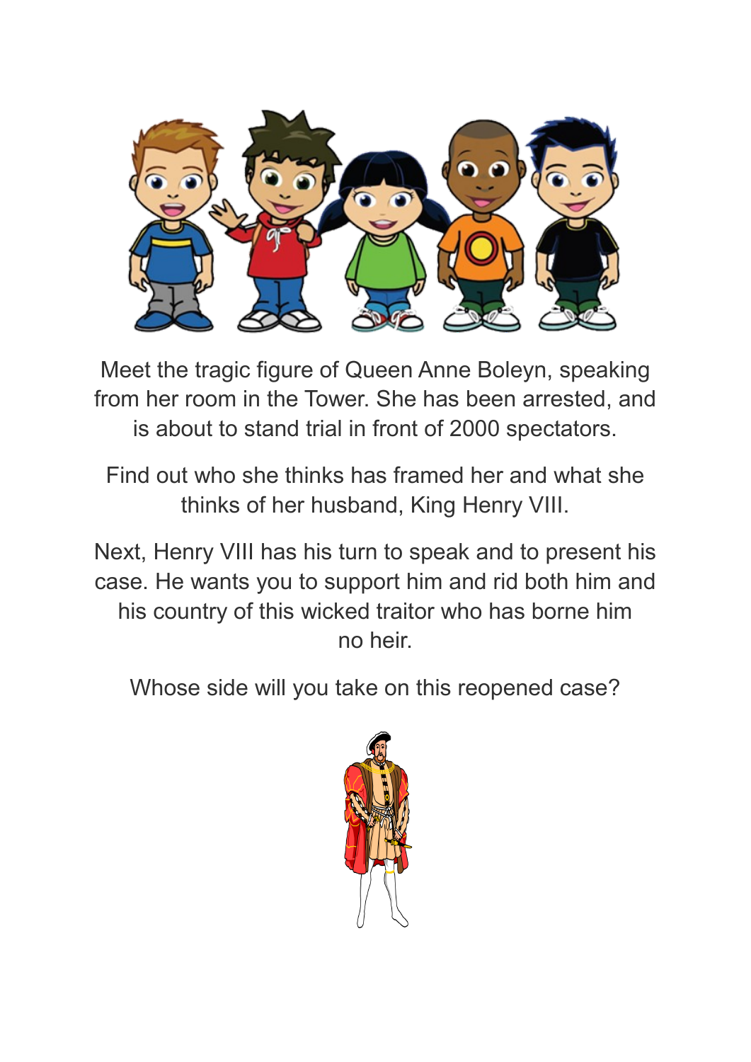Meet the tragic figure of Queen Anne Boleyn, speaking from her room in the Tower. She has been arrested, and is about to stand trial in front of 2000 spectators.

Find out who she thinks has framed her and what she thinks of her husband, King Henry VIII.

Next, Henry VIII has his turn to speak and to present his case. He wants you to support him and rid both him and his country of this wicked traitor who has borne him no heir.

Whose side will you take on this reopened case?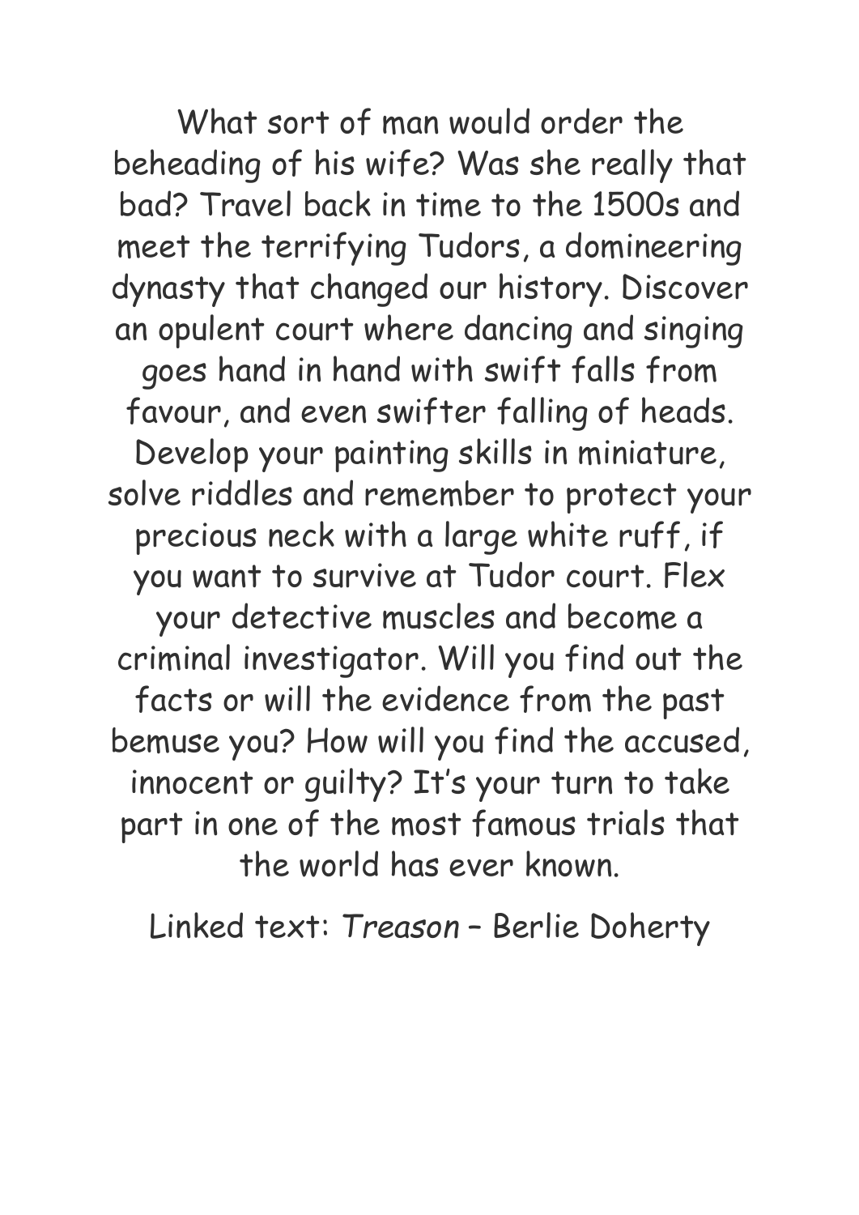What sort of man would order the beheading of his wife? Was she really that bad? Travel back in time to the 1500s and meet the terrifying Tudors, a domineering dynasty that changed our history. Discover an opulent court where dancing and singing goes hand in hand with swift falls from favour, and even swifter falling of heads. Develop your painting skills in miniature, solve riddles and remember to protect your precious neck with a large white ruff, if you want to survive at Tudor court. Flex your detective muscles and become a criminal investigator. Will you find out the facts or will the evidence from the past bemuse you? How will you find the accused, innocent or guilty? It's your turn to take part in one of the most famous trials that the world has ever known.

Linked text: *Treason* – Berlie Doherty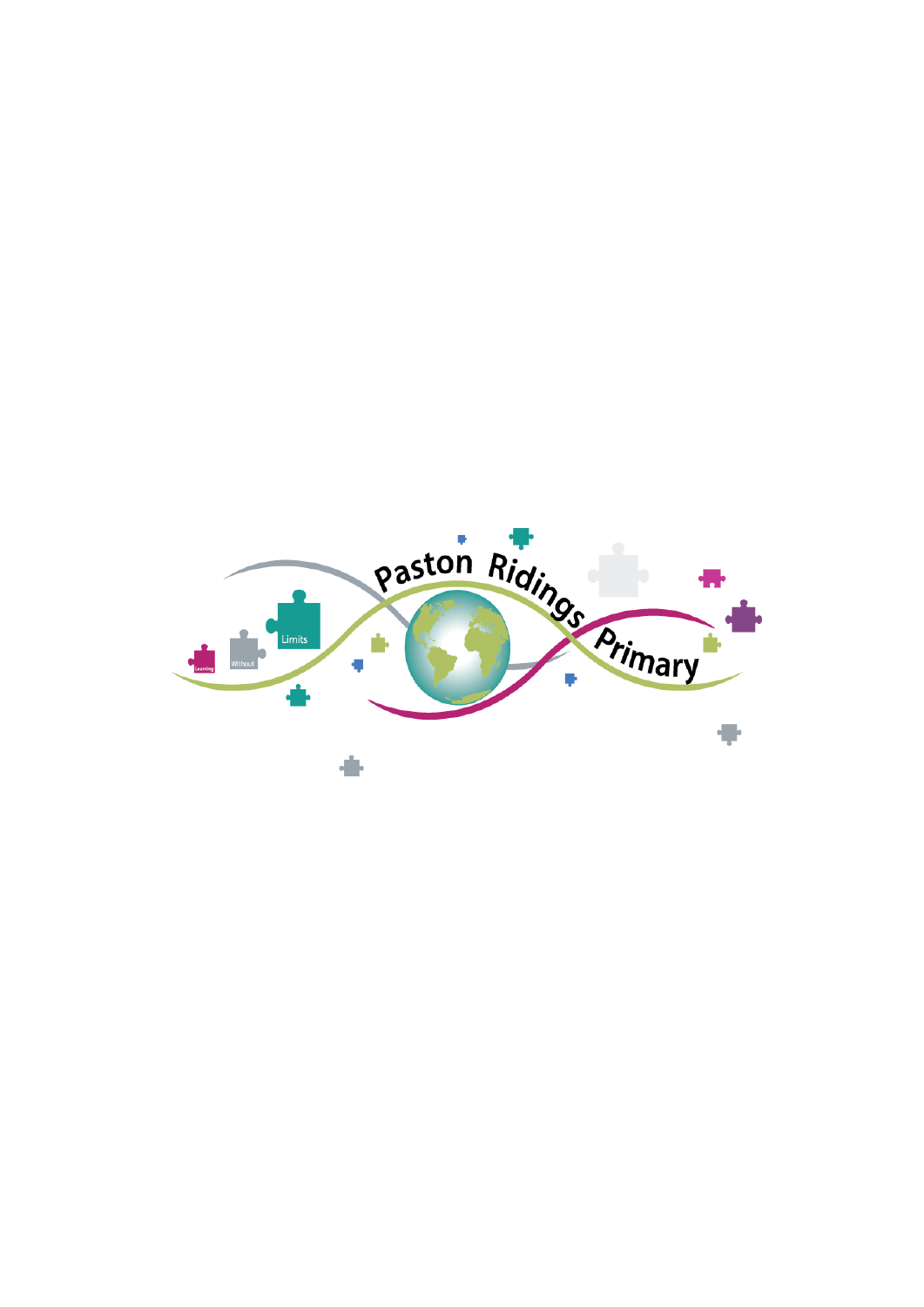Paston Ridings Primary

Learning Without Limits